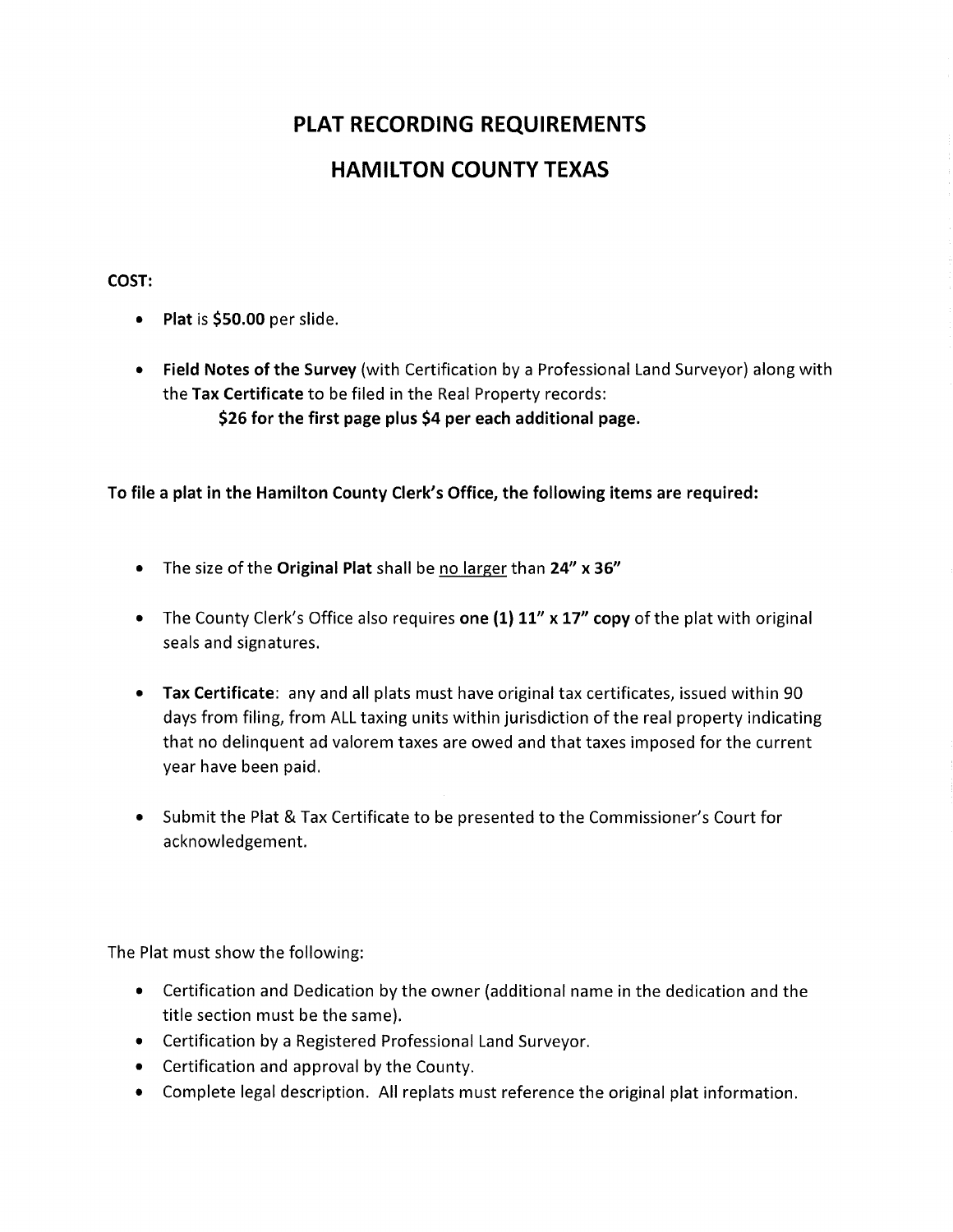# PLAT RECORDING REQUIREMENTS

# HAMILTON COUNTY TEXAS

**COST:**

- **Plat** is **$50.00** per slide.
- **Field Notes of the Survey** (with Certification by a Professional Land Surveyor) along with the **Tax Certificate** to be filed in the Real Property records:
  **$26 for the first page plus $4 per each additional page.**

**To file a plat in the Hamilton County Clerk's Office, the following items are required:**

- The size of the **Original Plat** shall be <u>no larger</u> than **24" x 36"**
- The County Clerk's Office also requires **one (1) 11" x 17" copy** of the plat with original seals and signatures.
- **Tax Certificate**: any and all plats must have original tax certificates, issued within 90 days from filing, from ALL taxing units within jurisdiction of the real property indicating that no delinquent ad valorem taxes are owed and that taxes imposed for the current year have been paid.
- Submit the Plat & Tax Certificate to be presented to the Commissioner's Court for acknowledgement.

The Plat must show the following:

- Certification and Dedication by the owner (additional name in the dedication and the title section must be the same).
- Certification by a Registered Professional Land Surveyor.
- Certification and approval by the County.
- Complete legal description. All replats must reference the original plat information.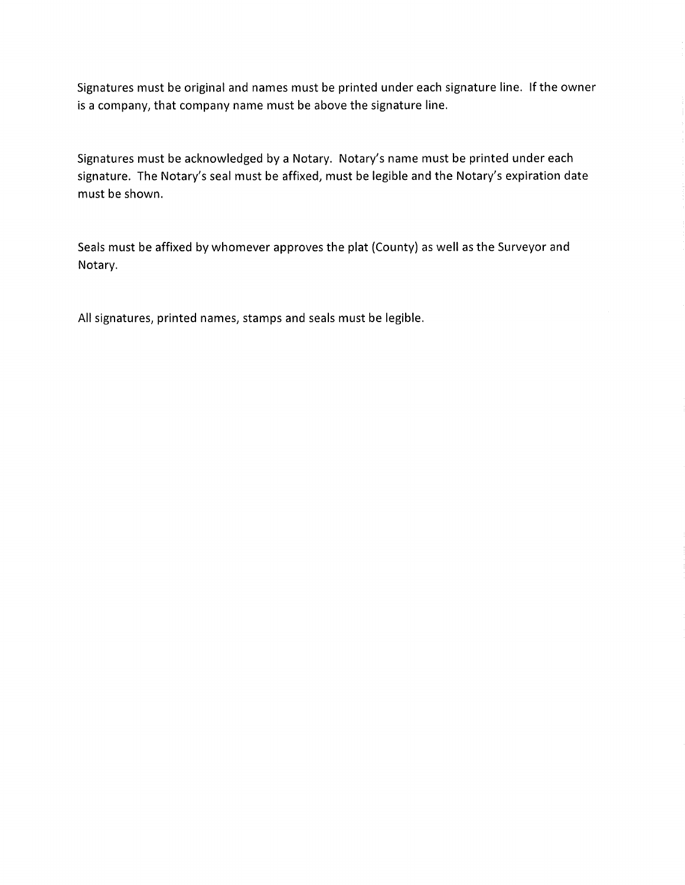Signatures must be original and names must be printed under each signature line. If the owner is a company, that company name must be above the signature line.

Signatures must be acknowledged by a Notary. Notary's name must be printed under each signature. The Notary's seal must be affixed, must be legible and the Notary's expiration date must be shown.

Seals must be affixed by whomever approves the plat (County) as well as the Surveyor and Notary.

All signatures, printed names, stamps and seals must be legible.